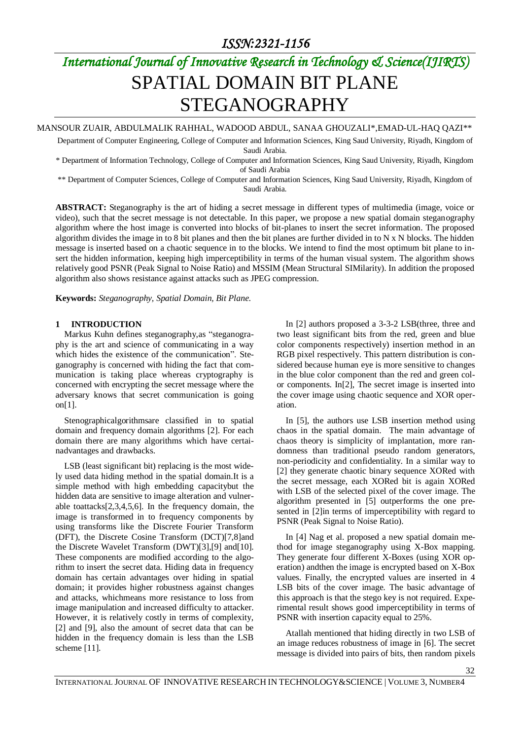# SPATIAL DOMAIN BIT PLANE STEGANOGRAPHY

MANSOUR ZUAIR, ABDULMALIK RAHHAL, WADOOD ABDUL, SANAA GHOUZALI*,EMAD-UL-HAQ QAZI**

Department of Computer Engineering, College of Computer and Information Sciences, King Saud University, Riyadh, Kingdom of Saudi Arabia.

* Department of Information Technology, College of Computer and Information Sciences, King Saud University, Riyadh, Kingdom of Saudi Arabia

** Department of Computer Sciences, College of Computer and Information Sciences, King Saud University, Riyadh, Kingdom of Saudi Arabia.

**ABSTRACT:** Steganography is the art of hiding a secret message in different types of multimedia (image, voice or video), such that the secret message is not detectable. In this paper, we propose a new spatial domain steganography algorithm where the host image is converted into blocks of bit-planes to insert the secret information. The proposed algorithm divides the image in to 8 bit planes and then the bit planes are further divided in to N x N blocks. The hidden message is inserted based on a chaotic sequence in to the blocks. We intend to find the most optimum bit plane to insert the hidden information, keeping high imperceptibility in terms of the human visual system. The algorithm shows relatively good PSNR (Peak Signal to Noise Ratio) and MSSIM (Mean Structural SIMilarity). In addition the proposed algorithm also shows resistance against attacks such as JPEG compression.

**Keywords:** *Steganography, Spatial Domain, Bit Plane.*

## 1 INTRODUCTION

Markus Kuhn defines steganography,as "steganography is the art and science of communicating in a way which hides the existence of the communication". Steganography is concerned with hiding the fact that communication is taking place whereas cryptography is concerned with encrypting the secret message where the adversary knows that secret communication is going on[1].

Stenographicalgorithmsare classified in to spatial domain and frequency domain algorithms [2]. For each domain there are many algorithms which have certainadvantages and drawbacks.

LSB (least significant bit) replacing is the most widely used data hiding method in the spatial domain.It is a simple method with high embedding capacitybut the hidden data are sensitive to image alteration and vulnerable toattacks[2,3,4,5,6]. In the frequency domain, the image is transformed in to frequency components by using transforms like the Discrete Fourier Transform (DFT), the Discrete Cosine Transform (DCT)[7,8]and the Discrete Wavelet Transform (DWT)[3],[9] and[10]. These components are modified according to the algorithm to insert the secret data. Hiding data in frequency domain has certain advantages over hiding in spatial domain; it provides higher robustness against changes and attacks, whichmeans more resistance to loss from image manipulation and increased difficulty to attacker. However, it is relatively costly in terms of complexity, [2] and [9], also the amount of secret data that can be hidden in the frequency domain is less than the LSB scheme [11].

In [2] authors proposed a 3-3-2 LSB(three, three and two least significant bits from the red, green and blue color components respectively) insertion method in an RGB pixel respectively. This pattern distribution is considered because human eye is more sensitive to changes in the blue color component than the red and green color components. In[2], The secret image is inserted into the cover image using chaotic sequence and XOR operation.

In [5], the authors use LSB insertion method using chaos in the spatial domain. The main advantage of chaos theory is simplicity of implantation, more randomness than traditional pseudo random generators, non-periodicity and confidentiality. In a similar way to [2] they generate chaotic binary sequence XORed with the secret message, each XORed bit is again XORed with LSB of the selected pixel of the cover image. The algorithm presented in [5] outperforms the one presented in [2]in terms of imperceptibility with regard to PSNR (Peak Signal to Noise Ratio).

In [4] Nag et al. proposed a new spatial domain method for image steganography using X-Box mapping. They generate four different X-Boxes (using XOR operation) andthen the image is encrypted based on X-Box values. Finally, the encrypted values are inserted in 4 LSB bits of the cover image. The basic advantage of this approach is that the stego key is not required. Experimental result shows good imperceptibility in terms of PSNR with insertion capacity equal to 25%.

Atallah mentioned that hiding directly in two LSB of an image reduces robustness of image in [6]. The secret message is divided into pairs of bits, then random pixels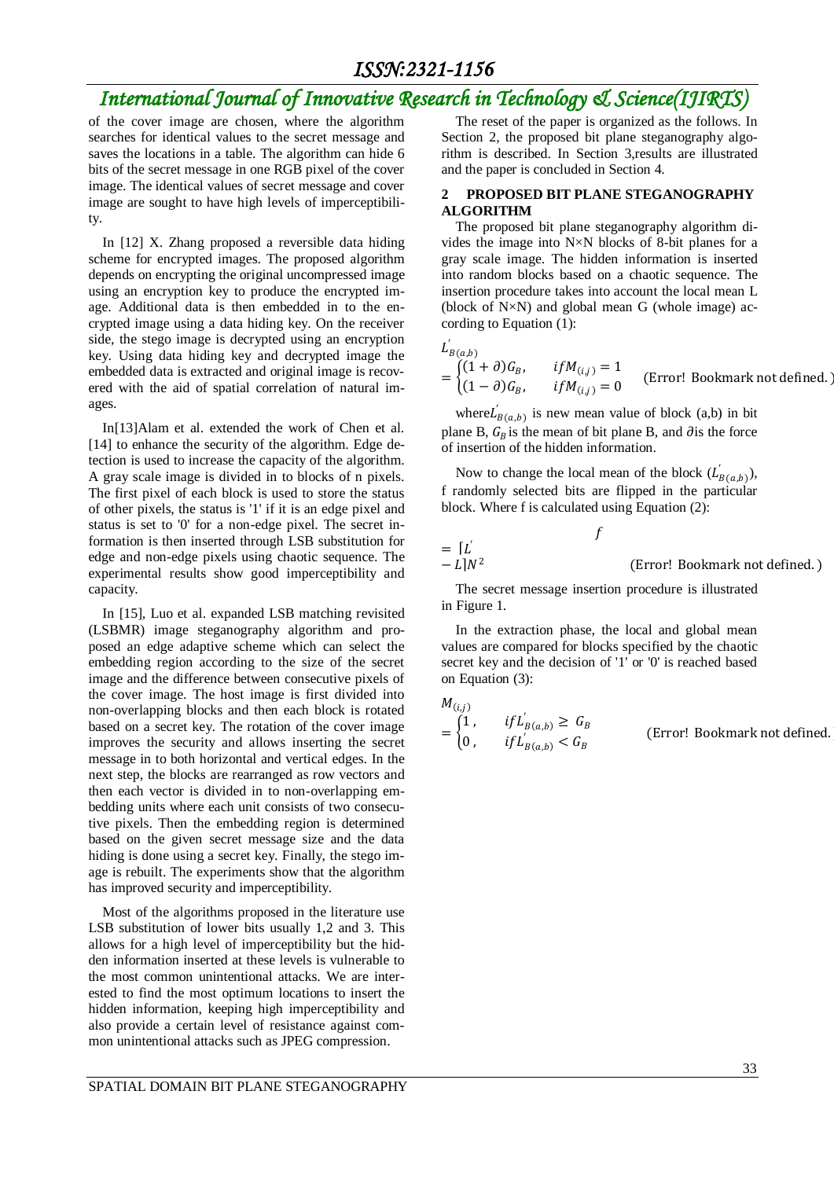of the cover image are chosen, where the algorithm searches for identical values to the secret message and saves the locations in a table. The algorithm can hide 6 bits of the secret message in one RGB pixel of the cover image. The identical values of secret message and cover image are sought to have high levels of imperceptibility.

In [12] X. Zhang proposed a reversible data hiding scheme for encrypted images. The proposed algorithm depends on encrypting the original uncompressed image using an encryption key to produce the encrypted image. Additional data is then embedded in to the encrypted image using a data hiding key. On the receiver side, the stego image is decrypted using an encryption key. Using data hiding key and decrypted image the embedded data is extracted and original image is recovered with the aid of spatial correlation of natural images.

In[13]Alam et al. extended the work of Chen et al. [14] to enhance the security of the algorithm. Edge detection is used to increase the capacity of the algorithm. A gray scale image is divided in to blocks of n pixels. The first pixel of each block is used to store the status of other pixels, the status is '1' if it is an edge pixel and status is set to '0' for a non-edge pixel. The secret information is then inserted through LSB substitution for edge and non-edge pixels using chaotic sequence. The experimental results show good imperceptibility and capacity.

In [15], Luo et al. expanded LSB matching revisited (LSBMR) image steganography algorithm and proposed an edge adaptive scheme which can select the embedding region according to the size of the secret image and the difference between consecutive pixels of the cover image. The host image is first divided into non-overlapping blocks and then each block is rotated based on a secret key. The rotation of the cover image improves the security and allows inserting the secret message in to both horizontal and vertical edges. In the next step, the blocks are rearranged as row vectors and then each vector is divided in to non-overlapping embedding units where each unit consists of two consecutive pixels. Then the embedding region is determined based on the given secret message size and the data hiding is done using a secret key. Finally, the stego image is rebuilt. The experiments show that the algorithm has improved security and imperceptibility.

Most of the algorithms proposed in the literature use LSB substitution of lower bits usually 1,2 and 3. This allows for a high level of imperceptibility but the hidden information inserted at these levels is vulnerable to the most common unintentional attacks. We are interested to find the most optimum locations to insert the hidden information, keeping high imperceptibility and also provide a certain level of resistance against common unintentional attacks such as JPEG compression.

The reset of the paper is organized as the follows. In Section 2, the proposed bit plane steganography algorithm is described. In Section 3,results are illustrated and the paper is concluded in Section 4.

## 2 PROPOSED BIT PLANE STEGANOGRAPHY ALGORITHM

The proposed bit plane steganography algorithm divides the image into N×N blocks of 8-bit planes for a gray scale image. The hidden information is inserted into random blocks based on a chaotic sequence. The insertion procedure takes into account the local mean L (block of N×N) and global mean G (whole image) according to Equation (1):

$$L'_{B(a,b)} = \begin{cases} (1+\partial)G_B, & if M_{(i,j)} = 1 \\ (1-\partial)G_B, & if M_{(i,j)} = 0 \end{cases} \quad \text{(Error! Bookmark not defined.)}$$

where $L'_{B(a,b)}$ is new mean value of block (a,b) in bit plane B, $G_B$ is the mean of bit plane B, and $\partial$ is the force of insertion of the hidden information.

Now to change the local mean of the block ($L'_{B(a,b)}$), f randomly selected bits are flipped in the particular block. Where f is calculated using Equation (2):

$$f = [L' - L]N^2 \quad \text{(Error! Bookmark not defined.)}$$

The secret message insertion procedure is illustrated in Figure 1.

In the extraction phase, the local and global mean values are compared for blocks specified by the chaotic secret key and the decision of '1' or '0' is reached based on Equation (3):

$$M_{(i,j)} = \begin{cases} 1, & if L'_{B(a,b)} \geq G_B \\ 0, & if L'_{B(a,b)} < G_B \end{cases} \quad \text{(Error! Bookmark not defined.)}$$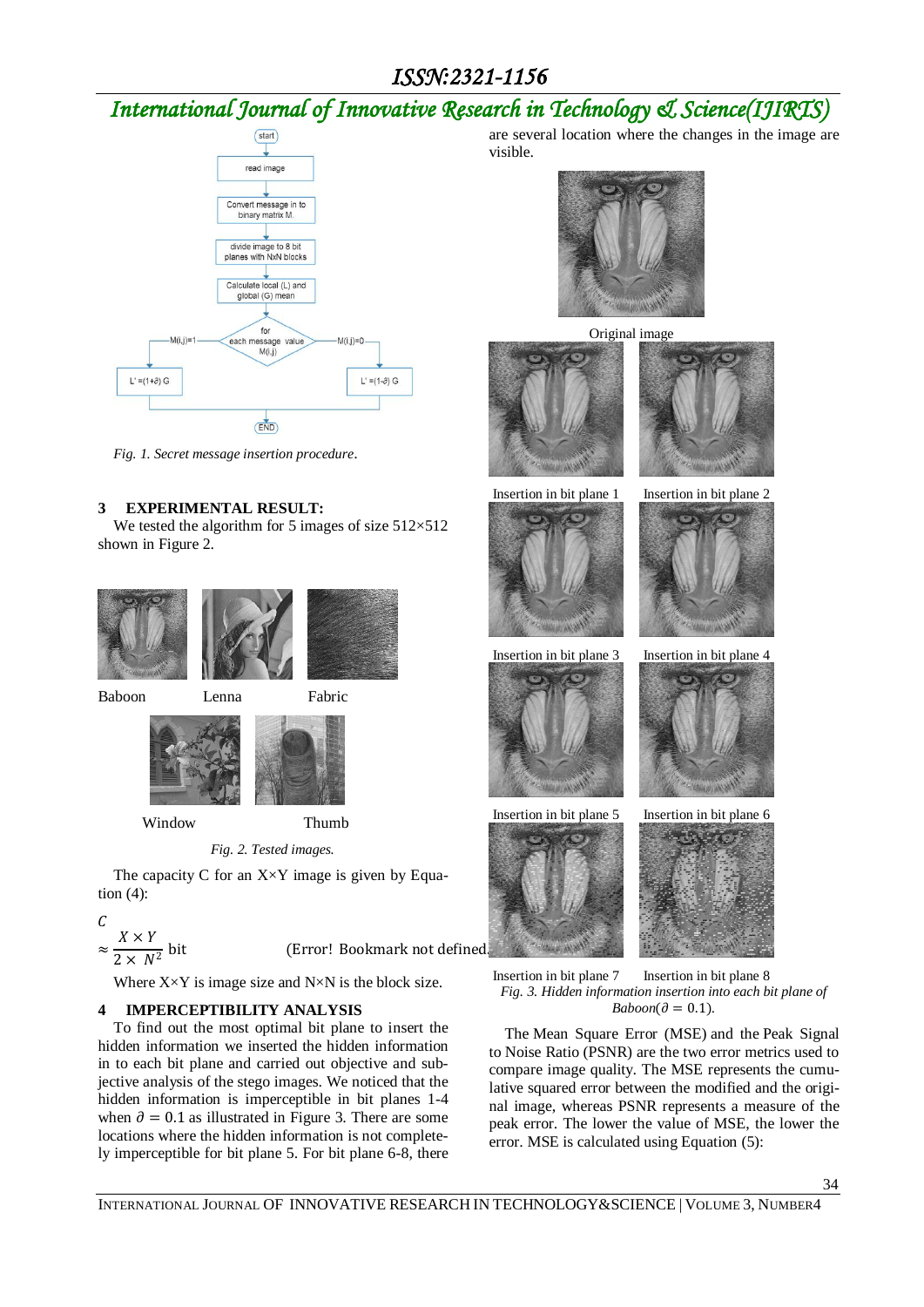Fig. 1. *Secret message insertion procedure*.

## 3 EXPERIMENTAL RESULT:

We tested the algorithm for 5 images of size 512×512 shown in Figure 2.

Baboon Lenna Fabric

Window Thumb

*Fig. 2. Tested images.*

The capacity C for an X×Y image is given by Equation (4):

$$C \approx \frac{X \times Y}{2 \times N^2} \text{ bit} \quad \text{(Error! Bookmark not defined.)}$$

Where X×Y is image size and N×N is the block size.

## 4 IMPERCEPTIBILITY ANALYSIS

To find out the most optimal bit plane to insert the hidden information we inserted the hidden information in to each bit plane and carried out objective and subjective analysis of the stego images. We noticed that the hidden information is imperceptible in bit planes 1-4 when $\partial = 0.1$ as illustrated in Figure 3. There are some locations where the hidden information is not completely imperceptible for bit plane 5. For bit plane 6-8, there are several location where the changes in the image are visible.

Original image

Insertion in bit plane 1 Insertion in bit plane 2

Insertion in bit plane 3 Insertion in bit plane 4

Insertion in bit plane 5 Insertion in bit plane 6

Insertion in bit plane 7 Insertion in bit plane 8

*Fig. 3. Hidden information insertion into each bit plane of Baboon($\partial = 0.1$).*

The Mean Square Error (MSE) and the Peak Signal to Noise Ratio (PSNR) are the two error metrics used to compare image quality. The MSE represents the cumulative squared error between the modified and the original image, whereas PSNR represents a measure of the peak error. The lower the value of MSE, the lower the error. MSE is calculated using Equation (5):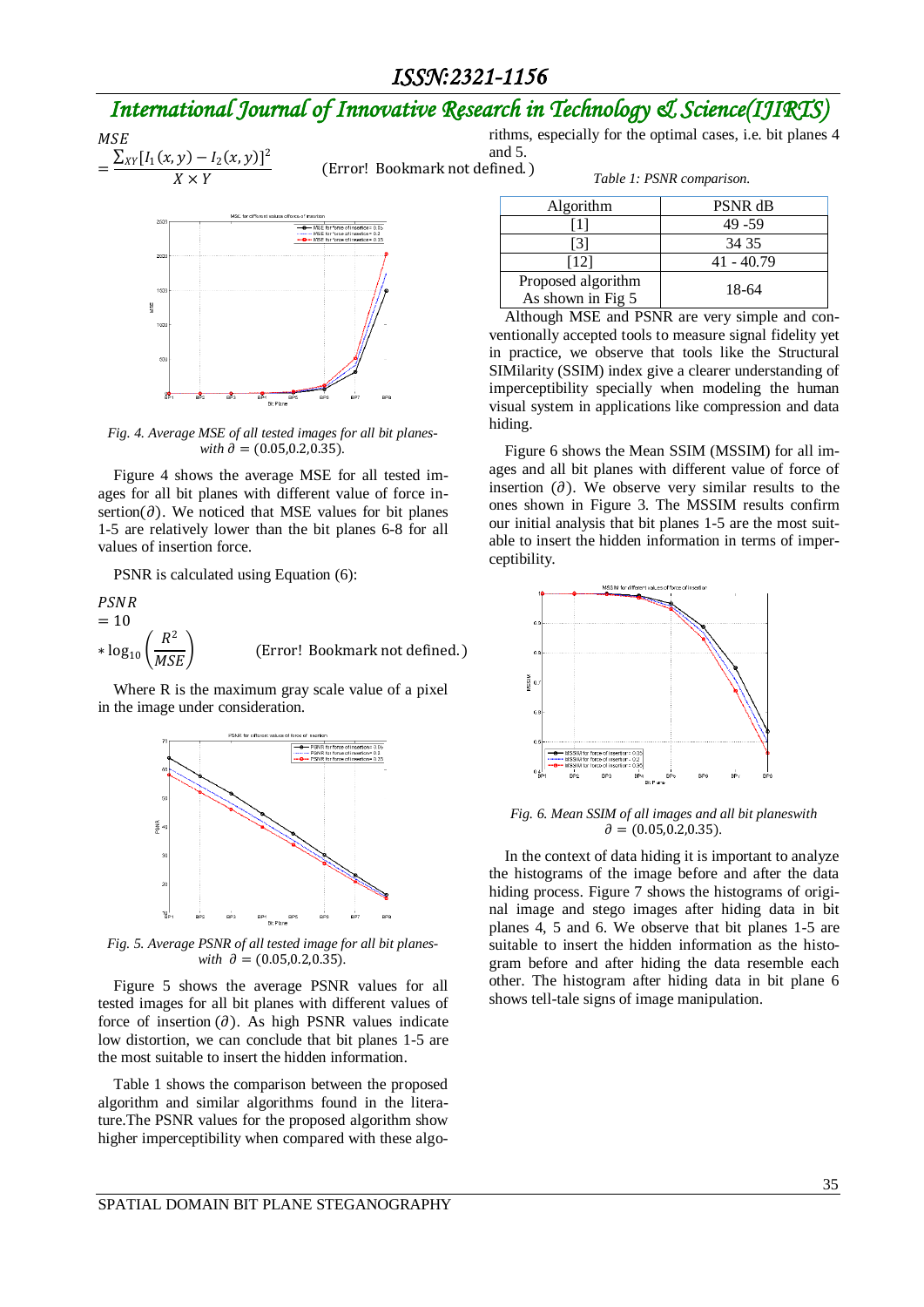$$MSE = \frac{\sum_{XY}[I_1(x,y) - I_2(x,y)]^2}{X \times Y} \quad \text{(Error! Bookmark not defined.)}$$

Fig. 4. Average MSE of all tested images for all bit planes-with $\partial = (0.05, 0.2, 0.35)$.

Figure 4 shows the average MSE for all tested images for all bit planes with different value of force insertion($\partial$). We noticed that MSE values for bit planes 1-5 are relatively lower than the bit planes 6-8 for all values of insertion force.

PSNR is calculated using Equation (6):

$$PSNR = 10 * \log_{10}\left(\frac{R^2}{MSE}\right) \quad \text{(Error! Bookmark not defined.)}$$

Where R is the maximum gray scale value of a pixel in the image under consideration.

Fig. 5. Average PSNR of all tested image for all bit planes-with $\partial = (0.05, 0.2, 0.35)$.

Figure 5 shows the average PSNR values for all tested images for all bit planes with different values of force of insertion ($\partial$). As high PSNR values indicate low distortion, we can conclude that bit planes 1-5 are the most suitable to insert the hidden information.

Table 1 shows the comparison between the proposed algorithm and similar algorithms found in the literature.The PSNR values for the proposed algorithm show higher imperceptibility when compared with these algorithms, especially for the optimal cases, i.e. bit planes 4 and 5.

*Table 1: PSNR comparison.*

| Algorithm | PSNR dB |
|---|---|
| [1] | 49 -59 |
| [3] | 34 35 |
| [12] | 41 - 40.79 |
| Proposed algorithm As shown in Fig 5 | 18-64 |

Although MSE and PSNR are very simple and conventionally accepted tools to measure signal fidelity yet in practice, we observe that tools like the Structural SIMilarity (SSIM) index give a clearer understanding of imperceptibility specially when modeling the human visual system in applications like compression and data hiding.

Figure 6 shows the Mean SSIM (MSSIM) for all images and all bit planes with different value of force of insertion ($\partial$). We observe very similar results to the ones shown in Figure 3. The MSSIM results confirm our initial analysis that bit planes 1-5 are the most suitable to insert the hidden information in terms of imperceptibility.

Fig. 6. Mean SSIM of all images and all bit planeswith $\partial = (0.05, 0.2, 0.35)$.

In the context of data hiding it is important to analyze the histograms of the image before and after the data hiding process. Figure 7 shows the histograms of original image and stego images after hiding data in bit planes 4, 5 and 6. We observe that bit planes 1-5 are suitable to insert the hidden information as the histogram before and after hiding the data resemble each other. The histogram after hiding data in bit plane 6 shows tell-tale signs of image manipulation.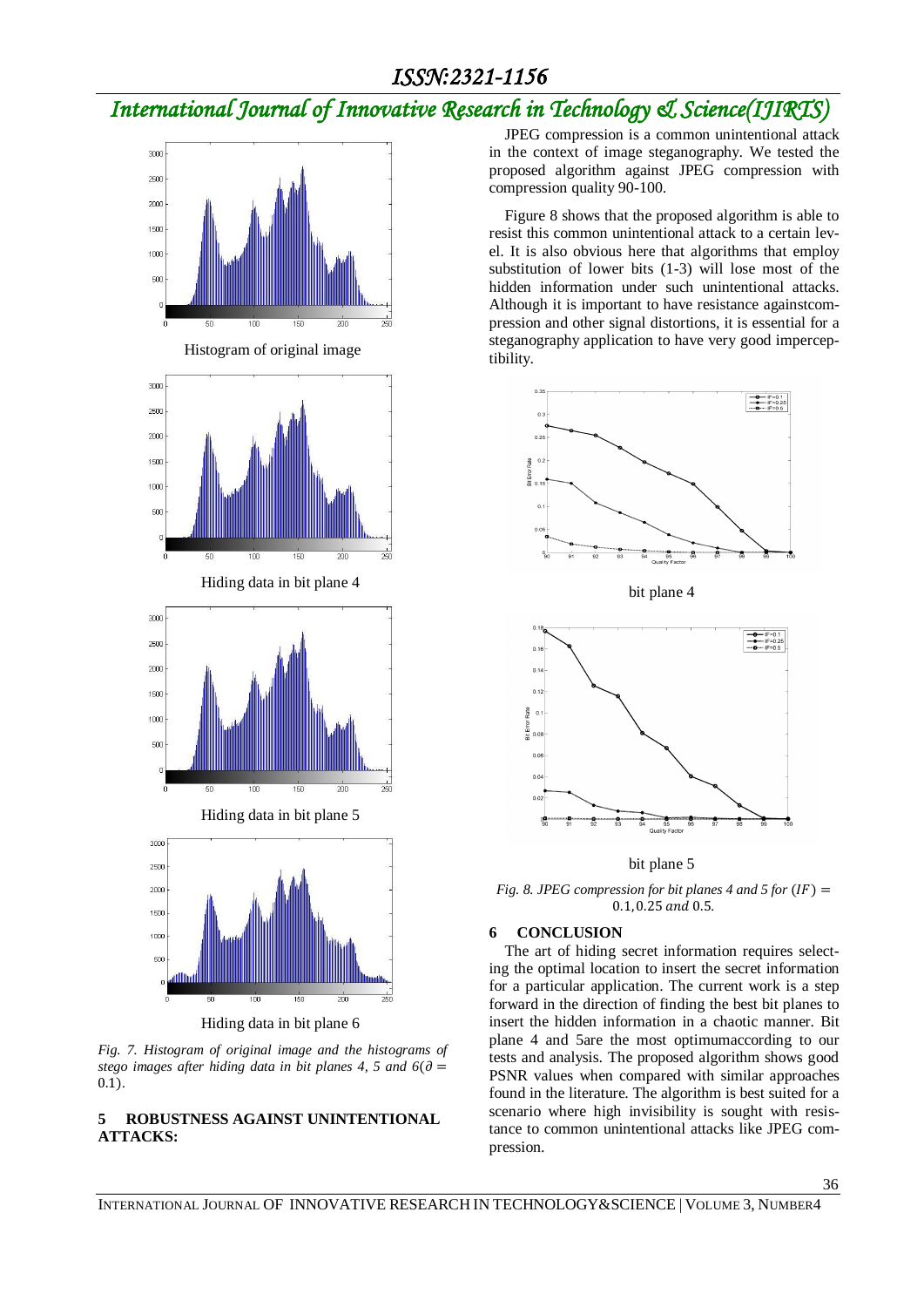Histogram of original image

Hiding data in bit plane 4

Hiding data in bit plane 5

Hiding data in bit plane 6

*Fig. 7. Histogram of original image and the histograms of stego images after hiding data in bit planes 4, 5 and 6($\partial = 0.1$).*

## 5 ROBUSTNESS AGAINST UNINTENTIONAL ATTACKS:

JPEG compression is a common unintentional attack in the context of image steganography. We tested the proposed algorithm against JPEG compression with compression quality 90-100.

Figure 8 shows that the proposed algorithm is able to resist this common unintentional attack to a certain level. It is also obvious here that algorithms that employ substitution of lower bits (1-3) will lose most of the hidden information under such unintentional attacks. Although it is important to have resistance againstcompression and other signal distortions, it is essential for a steganography application to have very good imperceptibility.

bit plane 4

bit plane 5

*Fig. 8. JPEG compression for bit planes 4 and 5 for $(IF) = 0.1, 0.25$ and $0.5$.*

## 6 CONCLUSION

The art of hiding secret information requires selecting the optimal location to insert the secret information for a particular application. The current work is a step forward in the direction of finding the best bit planes to insert the hidden information in a chaotic manner. Bit plane 4 and 5are the most optimumaccording to our tests and analysis. The proposed algorithm shows good PSNR values when compared with similar approaches found in the literature. The algorithm is best suited for a scenario where high invisibility is sought with resistance to common unintentional attacks like JPEG compression.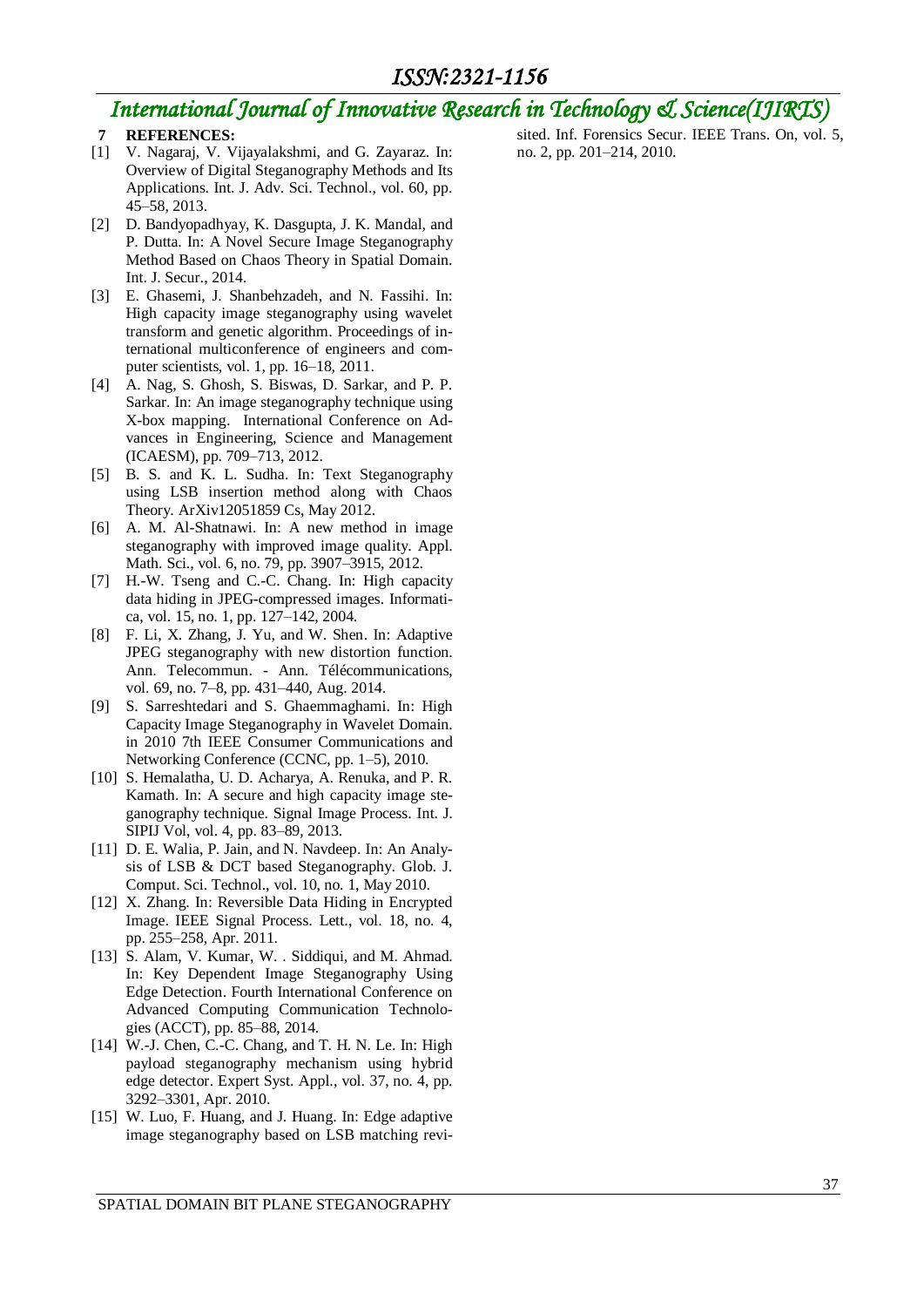## 7 REFERENCES:

[1] V. Nagaraj, V. Vijayalakshmi, and G. Zayaraz. In: Overview of Digital Steganography Methods and Its Applications. Int. J. Adv. Sci. Technol., vol. 60, pp. 45–58, 2013.

[2] D. Bandyopadhyay, K. Dasgupta, J. K. Mandal, and P. Dutta. In: A Novel Secure Image Steganography Method Based on Chaos Theory in Spatial Domain. Int. J. Secur., 2014.

[3] E. Ghasemi, J. Shanbehzadeh, and N. Fassihi. In: High capacity image steganography using wavelet transform and genetic algorithm. Proceedings of international multiconference of engineers and computer scientists, vol. 1, pp. 16–18, 2011.

[4] A. Nag, S. Ghosh, S. Biswas, D. Sarkar, and P. P. Sarkar. In: An image steganography technique using X-box mapping. International Conference on Advances in Engineering, Science and Management (ICAESM), pp. 709–713, 2012.

[5] B. S. and K. L. Sudha. In: Text Steganography using LSB insertion method along with Chaos Theory. ArXiv12051859 Cs, May 2012.

[6] A. M. Al-Shatnawi. In: A new method in image steganography with improved image quality. Appl. Math. Sci., vol. 6, no. 79, pp. 3907–3915, 2012.

[7] H.-W. Tseng and C.-C. Chang. In: High capacity data hiding in JPEG-compressed images. Informatica, vol. 15, no. 1, pp. 127–142, 2004.

[8] F. Li, X. Zhang, J. Yu, and W. Shen. In: Adaptive JPEG steganography with new distortion function. Ann. Telecommun. - Ann. Télécommunications, vol. 69, no. 7–8, pp. 431–440, Aug. 2014.

[9] S. Sarreshtedari and S. Ghaemmaghami. In: High Capacity Image Steganography in Wavelet Domain. in 2010 7th IEEE Consumer Communications and Networking Conference (CCNC, pp. 1–5), 2010.

[10] S. Hemalatha, U. D. Acharya, A. Renuka, and P. R. Kamath. In: A secure and high capacity image steganography technique. Signal Image Process. Int. J. SIPIJ Vol, vol. 4, pp. 83–89, 2013.

[11] D. E. Walia, P. Jain, and N. Navdeep. In: An Analysis of LSB & DCT based Steganography. Glob. J. Comput. Sci. Technol., vol. 10, no. 1, May 2010.

[12] X. Zhang. In: Reversible Data Hiding in Encrypted Image. IEEE Signal Process. Lett., vol. 18, no. 4, pp. 255–258, Apr. 2011.

[13] S. Alam, V. Kumar, W. . Siddiqui, and M. Ahmad. In: Key Dependent Image Steganography Using Edge Detection. Fourth International Conference on Advanced Computing Communication Technologies (ACCT), pp. 85–88, 2014.

[14] W.-J. Chen, C.-C. Chang, and T. H. N. Le. In: High payload steganography mechanism using hybrid edge detector. Expert Syst. Appl., vol. 37, no. 4, pp. 3292–3301, Apr. 2010.

[15] W. Luo, F. Huang, and J. Huang. In: Edge adaptive image steganography based on LSB matching revisited. Inf. Forensics Secur. IEEE Trans. On, vol. 5, no. 2, pp. 201–214, 2010.